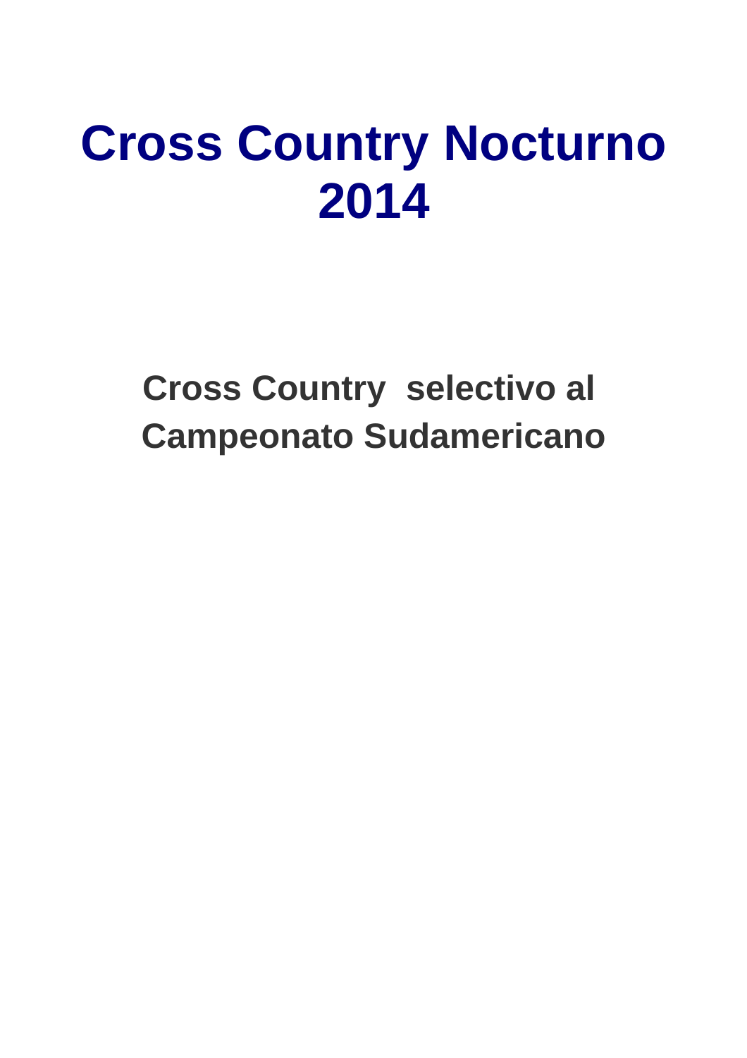# Cross Country Nocturno 2014

## Cross Country selectivo al Campeonato Sudamericano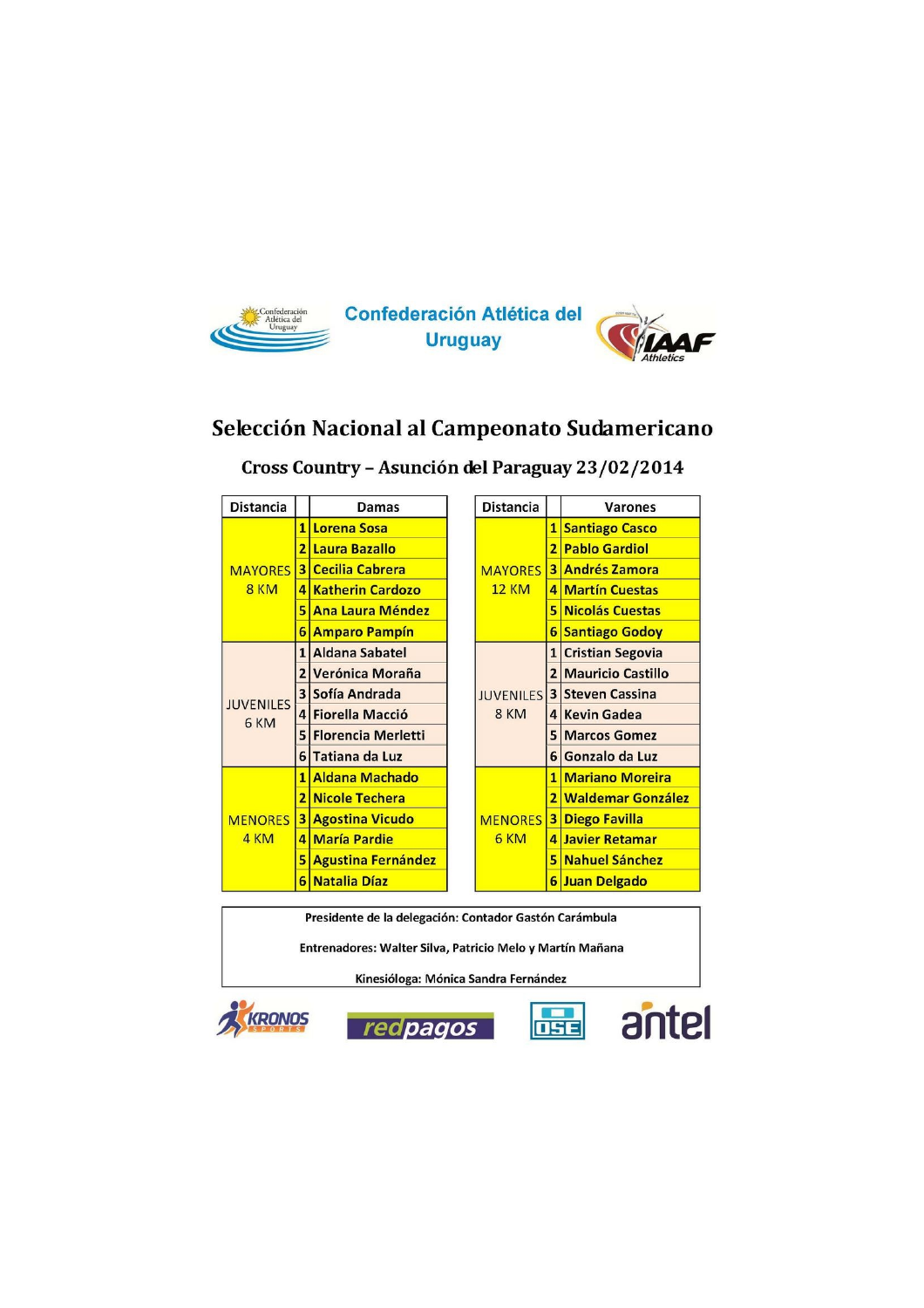Confederación Atlética del Uruguay

# Selección Nacional al Campeonato Sudamericano

## Cross Country – Asunción del Paraguay 23/02/2014

| Distancia | | Damas |
|---|---|---|
| MAYORES 8 KM | 1 | Lorena Sosa |
| | 2 | Laura Bazallo |
| | 3 | Cecilia Cabrera |
| | 4 | Katherin Cardozo |
| | 5 | Ana Laura Méndez |
| | 6 | Amparo Pampín |
| JUVENILES 6 KM | 1 | Aldana Sabatel |
| | 2 | Verónica Moraña |
| | 3 | Sofía Andrada |
| | 4 | Fiorella Macció |
| | 5 | Florencia Merletti |
| | 6 | Tatiana da Luz |
| MENORES 4 KM | 1 | Aldana Machado |
| | 2 | Nicole Techera |
| | 3 | Agostina Vicudo |
| | 4 | María Pardie |
| | 5 | Agustina Fernández |
| | 6 | Natalia Díaz |

| Distancia | | Varones |
|---|---|---|
| MAYORES 12 KM | 1 | Santiago Casco |
| | 2 | Pablo Gardiol |
| | 3 | Andrés Zamora |
| | 4 | Martín Cuestas |
| | 5 | Nicolás Cuestas |
| | 6 | Santiago Godoy |
| JUVENILES 8 KM | 1 | Cristian Segovia |
| | 2 | Mauricio Castillo |
| | 3 | Steven Cassina |
| | 4 | Kevin Gadea |
| | 5 | Marcos Gomez |
| | 6 | Gonzalo da Luz |
| MENORES 6 KM | 1 | Mariano Moreira |
| | 2 | Waldemar González |
| | 3 | Diego Favilla |
| | 4 | Javier Retamar |
| | 5 | Nahuel Sánchez |
| | 6 | Juan Delgado |

Presidente de la delegación: Contador Gastón Carámbula

Entrenadores: Walter Silva, Patricio Melo y Martín Mañana

Kinesióloga: Mónica Sandra Fernández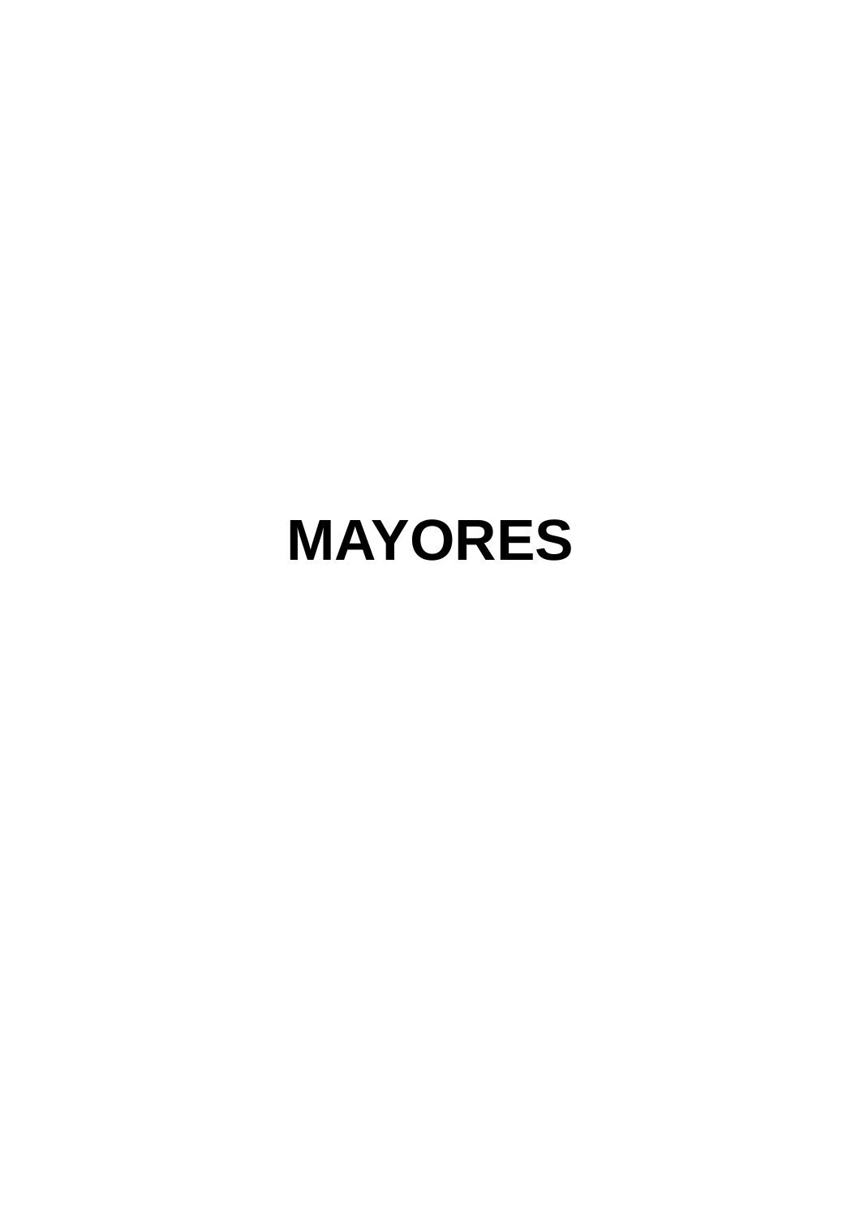# MAYORES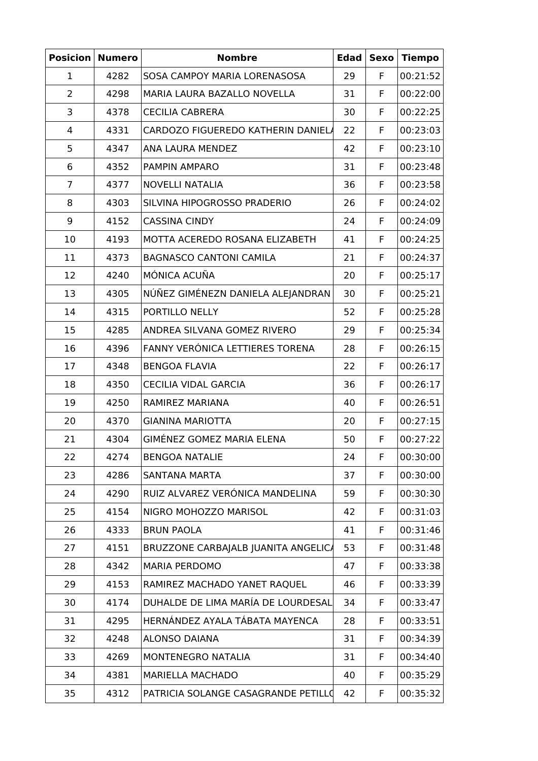| Posicion | Numero | Nombre | Edad | Sexo | Tiempo |
|---|---|---|---|---|---|
| 1 | 4282 | SOSA CAMPOY MARIA LORENASOSA | 29 | F | 00:21:52 |
| 2 | 4298 | MARIA LAURA BAZALLO NOVELLA | 31 | F | 00:22:00 |
| 3 | 4378 | CECILIA CABRERA | 30 | F | 00:22:25 |
| 4 | 4331 | CARDOZO FIGUEREDO KATHERIN DANIELA | 22 | F | 00:23:03 |
| 5 | 4347 | ANA LAURA MENDEZ | 42 | F | 00:23:10 |
| 6 | 4352 | PAMPIN AMPARO | 31 | F | 00:23:48 |
| 7 | 4377 | NOVELLI NATALIA | 36 | F | 00:23:58 |
| 8 | 4303 | SILVINA HIPOGROSSO PRADERIO | 26 | F | 00:24:02 |
| 9 | 4152 | CASSINA CINDY | 24 | F | 00:24:09 |
| 10 | 4193 | MOTTA ACEREDO ROSANA ELIZABETH | 41 | F | 00:24:25 |
| 11 | 4373 | BAGNASCO CANTONI CAMILA | 21 | F | 00:24:37 |
| 12 | 4240 | MÓNICA ACUÑA | 20 | F | 00:25:17 |
| 13 | 4305 | NÚÑEZ GIMÉNEZN DANIELA ALEJANDRAN | 30 | F | 00:25:21 |
| 14 | 4315 | PORTILLO NELLY | 52 | F | 00:25:28 |
| 15 | 4285 | ANDREA SILVANA GOMEZ RIVERO | 29 | F | 00:25:34 |
| 16 | 4396 | FANNY VERÓNICA LETTIERES TORENA | 28 | F | 00:26:15 |
| 17 | 4348 | BENGOA FLAVIA | 22 | F | 00:26:17 |
| 18 | 4350 | CECILIA VIDAL GARCIA | 36 | F | 00:26:17 |
| 19 | 4250 | RAMIREZ MARIANA | 40 | F | 00:26:51 |
| 20 | 4370 | GIANINA MARIOTTA | 20 | F | 00:27:15 |
| 21 | 4304 | GIMÉNEZ GOMEZ MARIA ELENA | 50 | F | 00:27:22 |
| 22 | 4274 | BENGOA NATALIE | 24 | F | 00:30:00 |
| 23 | 4286 | SANTANA MARTA | 37 | F | 00:30:00 |
| 24 | 4290 | RUIZ ALVAREZ VERÓNICA MANDELINA | 59 | F | 00:30:30 |
| 25 | 4154 | NIGRO MOHOZZO MARISOL | 42 | F | 00:31:03 |
| 26 | 4333 | BRUN PAOLA | 41 | F | 00:31:46 |
| 27 | 4151 | BRUZZONE CARBAJALB JUANITA ANGELICA | 53 | F | 00:31:48 |
| 28 | 4342 | MARIA PERDOMO | 47 | F | 00:33:38 |
| 29 | 4153 | RAMIREZ MACHADO YANET RAQUEL | 46 | F | 00:33:39 |
| 30 | 4174 | DUHALDE DE LIMA MARÍA DE LOURDESAL | 34 | F | 00:33:47 |
| 31 | 4295 | HERNÁNDEZ AYALA TÁBATA MAYENCA | 28 | F | 00:33:51 |
| 32 | 4248 | ALONSO DAIANA | 31 | F | 00:34:39 |
| 33 | 4269 | MONTENEGRO NATALIA | 31 | F | 00:34:40 |
| 34 | 4381 | MARIELLA MACHADO | 40 | F | 00:35:29 |
| 35 | 4312 | PATRICIA SOLANGE CASAGRANDE PETILLO | 42 | F | 00:35:32 |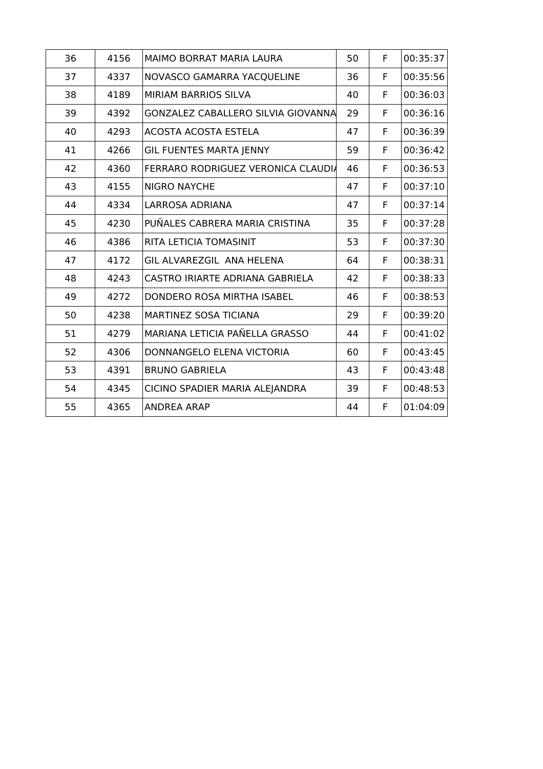| 36 | 4156 | MAIMO BORRAT MARIA LAURA | 50 | F | 00:35:37 |
|---|---|---|---|---|---|
| 37 | 4337 | NOVASCO GAMARRA YACQUELINE | 36 | F | 00:35:56 |
| 38 | 4189 | MIRIAM BARRIOS SILVA | 40 | F | 00:36:03 |
| 39 | 4392 | GONZALEZ CABALLERO SILVIA GIOVANNA | 29 | F | 00:36:16 |
| 40 | 4293 | ACOSTA ACOSTA ESTELA | 47 | F | 00:36:39 |
| 41 | 4266 | GIL FUENTES MARTA JENNY | 59 | F | 00:36:42 |
| 42 | 4360 | FERRARO RODRIGUEZ VERONICA CLAUDIA | 46 | F | 00:36:53 |
| 43 | 4155 | NIGRO NAYCHE | 47 | F | 00:37:10 |
| 44 | 4334 | LARROSA ADRIANA | 47 | F | 00:37:14 |
| 45 | 4230 | PUÑALES CABRERA MARIA CRISTINA | 35 | F | 00:37:28 |
| 46 | 4386 | RITA LETICIA TOMASINIT | 53 | F | 00:37:30 |
| 47 | 4172 | GIL ALVAREZGIL ANA HELENA | 64 | F | 00:38:31 |
| 48 | 4243 | CASTRO IRIARTE ADRIANA GABRIELA | 42 | F | 00:38:33 |
| 49 | 4272 | DONDERO ROSA MIRTHA ISABEL | 46 | F | 00:38:53 |
| 50 | 4238 | MARTINEZ SOSA TICIANA | 29 | F | 00:39:20 |
| 51 | 4279 | MARIANA LETICIA PAÑELLA GRASSO | 44 | F | 00:41:02 |
| 52 | 4306 | DONNANGELO ELENA VICTORIA | 60 | F | 00:43:45 |
| 53 | 4391 | BRUNO GABRIELA | 43 | F | 00:43:48 |
| 54 | 4345 | CICINO SPADIER MARIA ALEJANDRA | 39 | F | 00:48:53 |
| 55 | 4365 | ANDREA ARAP | 44 | F | 01:04:09 |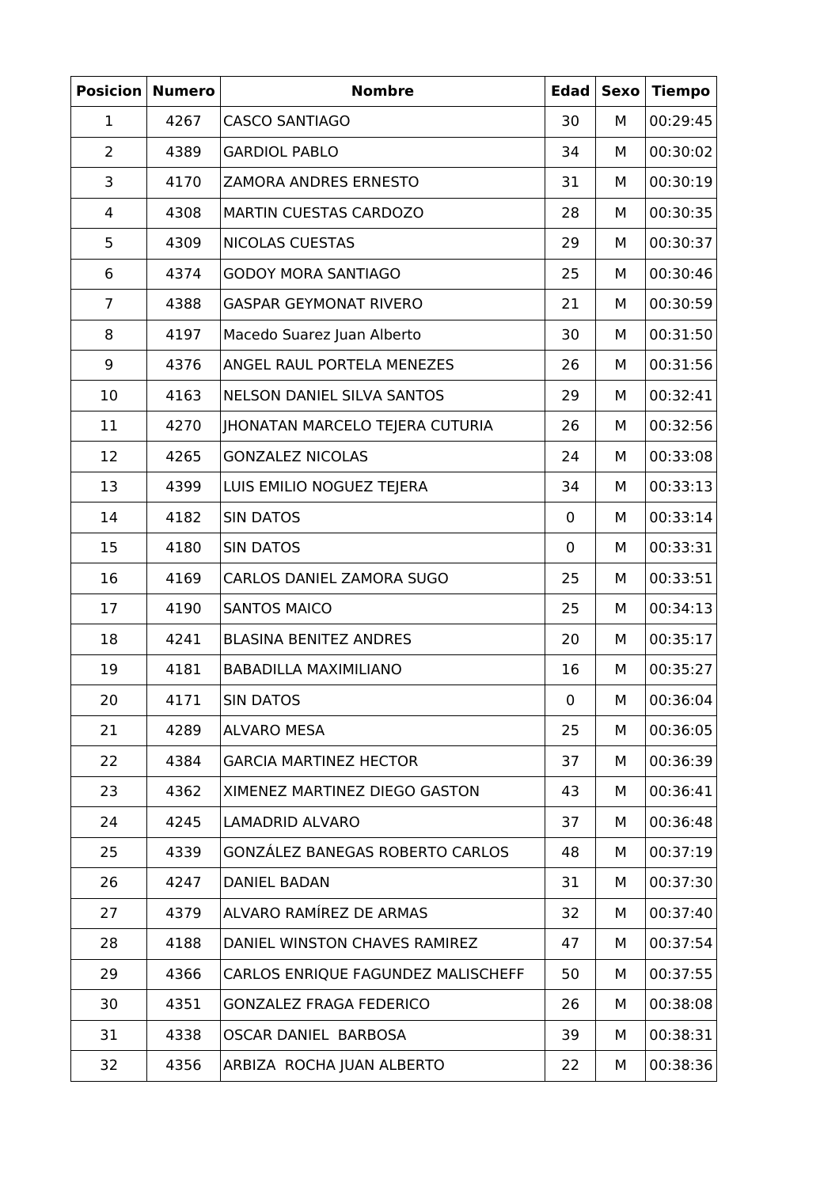| Posicion | Numero | Nombre | Edad | Sexo | Tiempo |
|---|---|---|---|---|---|
| 1 | 4267 | CASCO SANTIAGO | 30 | M | 00:29:45 |
| 2 | 4389 | GARDIOL PABLO | 34 | M | 00:30:02 |
| 3 | 4170 | ZAMORA ANDRES ERNESTO | 31 | M | 00:30:19 |
| 4 | 4308 | MARTIN CUESTAS CARDOZO | 28 | M | 00:30:35 |
| 5 | 4309 | NICOLAS CUESTAS | 29 | M | 00:30:37 |
| 6 | 4374 | GODOY MORA SANTIAGO | 25 | M | 00:30:46 |
| 7 | 4388 | GASPAR GEYMONAT RIVERO | 21 | M | 00:30:59 |
| 8 | 4197 | Macedo Suarez Juan Alberto | 30 | M | 00:31:50 |
| 9 | 4376 | ANGEL RAUL PORTELA MENEZES | 26 | M | 00:31:56 |
| 10 | 4163 | NELSON DANIEL SILVA SANTOS | 29 | M | 00:32:41 |
| 11 | 4270 | JHONATAN MARCELO TEJERA CUTURIA | 26 | M | 00:32:56 |
| 12 | 4265 | GONZALEZ NICOLAS | 24 | M | 00:33:08 |
| 13 | 4399 | LUIS EMILIO NOGUEZ TEJERA | 34 | M | 00:33:13 |
| 14 | 4182 | SIN DATOS | 0 | M | 00:33:14 |
| 15 | 4180 | SIN DATOS | 0 | M | 00:33:31 |
| 16 | 4169 | CARLOS DANIEL ZAMORA SUGO | 25 | M | 00:33:51 |
| 17 | 4190 | SANTOS MAICO | 25 | M | 00:34:13 |
| 18 | 4241 | BLASINA BENITEZ ANDRES | 20 | M | 00:35:17 |
| 19 | 4181 | BABADILLA MAXIMILIANO | 16 | M | 00:35:27 |
| 20 | 4171 | SIN DATOS | 0 | M | 00:36:04 |
| 21 | 4289 | ALVARO MESA | 25 | M | 00:36:05 |
| 22 | 4384 | GARCIA MARTINEZ HECTOR | 37 | M | 00:36:39 |
| 23 | 4362 | XIMENEZ MARTINEZ DIEGO GASTON | 43 | M | 00:36:41 |
| 24 | 4245 | LAMADRID ALVARO | 37 | M | 00:36:48 |
| 25 | 4339 | GONZÁLEZ BANEGAS ROBERTO CARLOS | 48 | M | 00:37:19 |
| 26 | 4247 | DANIEL BADAN | 31 | M | 00:37:30 |
| 27 | 4379 | ALVARO RAMÍREZ DE ARMAS | 32 | M | 00:37:40 |
| 28 | 4188 | DANIEL WINSTON CHAVES RAMIREZ | 47 | M | 00:37:54 |
| 29 | 4366 | CARLOS ENRIQUE FAGUNDEZ MALISCHEFF | 50 | M | 00:37:55 |
| 30 | 4351 | GONZALEZ FRAGA FEDERICO | 26 | M | 00:38:08 |
| 31 | 4338 | OSCAR DANIEL BARBOSA | 39 | M | 00:38:31 |
| 32 | 4356 | ARBIZA ROCHA JUAN ALBERTO | 22 | M | 00:38:36 |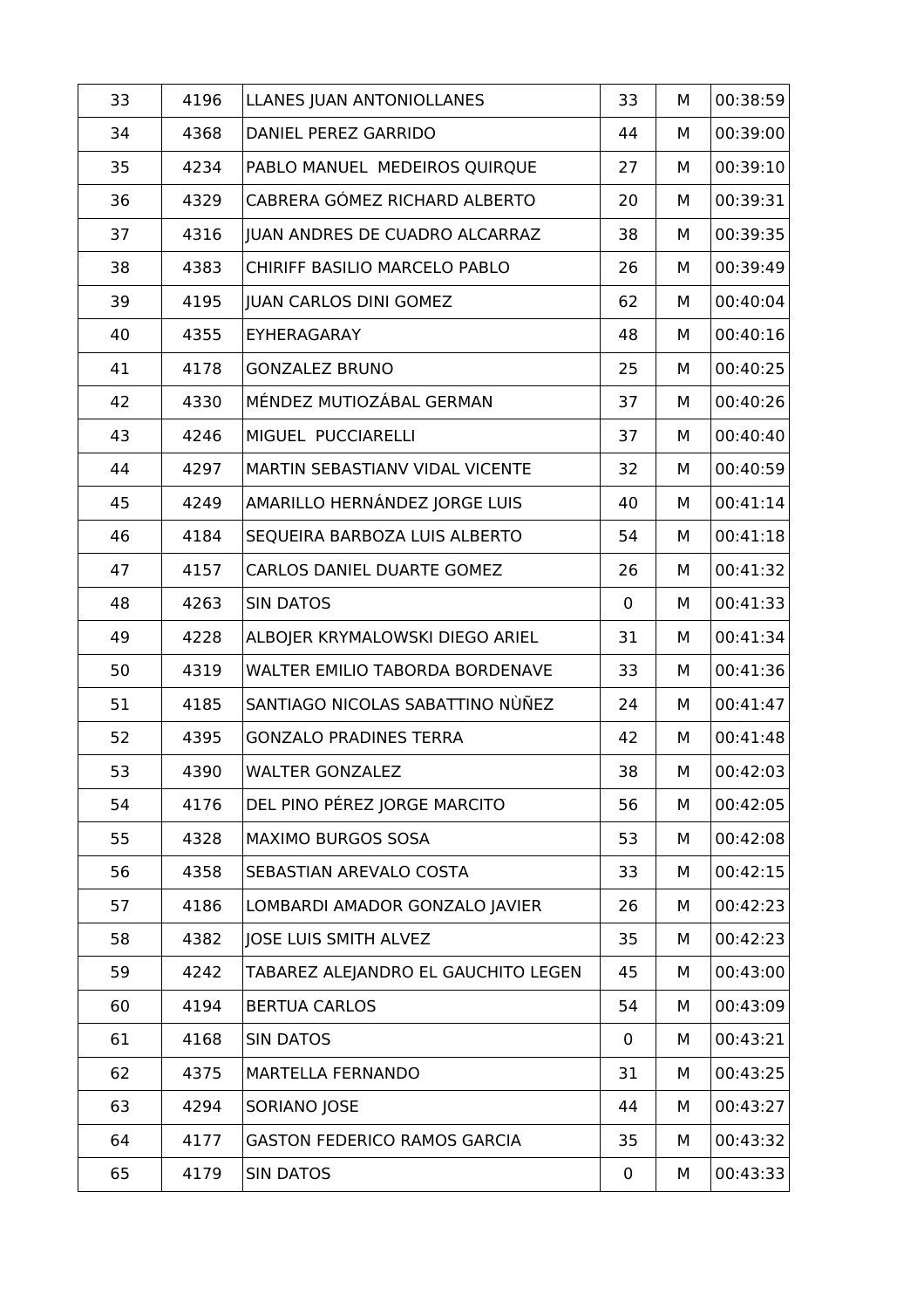| | | | | | |
|---|---|---|---|---|---|
| 33 | 4196 | LLANES JUAN ANTONIOLLANES | 33 | M | 00:38:59 |
| 34 | 4368 | DANIEL PEREZ GARRIDO | 44 | M | 00:39:00 |
| 35 | 4234 | PABLO MANUEL MEDEIROS QUIRQUE | 27 | M | 00:39:10 |
| 36 | 4329 | CABRERA GÓMEZ RICHARD ALBERTO | 20 | M | 00:39:31 |
| 37 | 4316 | JUAN ANDRES DE CUADRO ALCARRAZ | 38 | M | 00:39:35 |
| 38 | 4383 | CHIRIFF BASILIO MARCELO PABLO | 26 | M | 00:39:49 |
| 39 | 4195 | JUAN CARLOS DINI GOMEZ | 62 | M | 00:40:04 |
| 40 | 4355 | EYHERAGARAY | 48 | M | 00:40:16 |
| 41 | 4178 | GONZALEZ BRUNO | 25 | M | 00:40:25 |
| 42 | 4330 | MÉNDEZ MUTIOZÁBAL GERMAN | 37 | M | 00:40:26 |
| 43 | 4246 | MIGUEL PUCCIARELLI | 37 | M | 00:40:40 |
| 44 | 4297 | MARTIN SEBASTIANV VIDAL VICENTE | 32 | M | 00:40:59 |
| 45 | 4249 | AMARILLO HERNÁNDEZ JORGE LUIS | 40 | M | 00:41:14 |
| 46 | 4184 | SEQUEIRA BARBOZA LUIS ALBERTO | 54 | M | 00:41:18 |
| 47 | 4157 | CARLOS DANIEL DUARTE GOMEZ | 26 | M | 00:41:32 |
| 48 | 4263 | SIN DATOS | 0 | M | 00:41:33 |
| 49 | 4228 | ALBOJER KRYMALOWSKI DIEGO ARIEL | 31 | M | 00:41:34 |
| 50 | 4319 | WALTER EMILIO TABORDA BORDENAVE | 33 | M | 00:41:36 |
| 51 | 4185 | SANTIAGO NICOLAS SABATTINO NÙÑEZ | 24 | M | 00:41:47 |
| 52 | 4395 | GONZALO PRADINES TERRA | 42 | M | 00:41:48 |
| 53 | 4390 | WALTER GONZALEZ | 38 | M | 00:42:03 |
| 54 | 4176 | DEL PINO PÉREZ JORGE MARCITO | 56 | M | 00:42:05 |
| 55 | 4328 | MAXIMO BURGOS SOSA | 53 | M | 00:42:08 |
| 56 | 4358 | SEBASTIAN AREVALO COSTA | 33 | M | 00:42:15 |
| 57 | 4186 | LOMBARDI AMADOR GONZALO JAVIER | 26 | M | 00:42:23 |
| 58 | 4382 | JOSE LUIS SMITH ALVEZ | 35 | M | 00:42:23 |
| 59 | 4242 | TABAREZ ALEJANDRO EL GAUCHITO LEGEN | 45 | M | 00:43:00 |
| 60 | 4194 | BERTUA CARLOS | 54 | M | 00:43:09 |
| 61 | 4168 | SIN DATOS | 0 | M | 00:43:21 |
| 62 | 4375 | MARTELLA FERNANDO | 31 | M | 00:43:25 |
| 63 | 4294 | SORIANO JOSE | 44 | M | 00:43:27 |
| 64 | 4177 | GASTON FEDERICO RAMOS GARCIA | 35 | M | 00:43:32 |
| 65 | 4179 | SIN DATOS | 0 | M | 00:43:33 |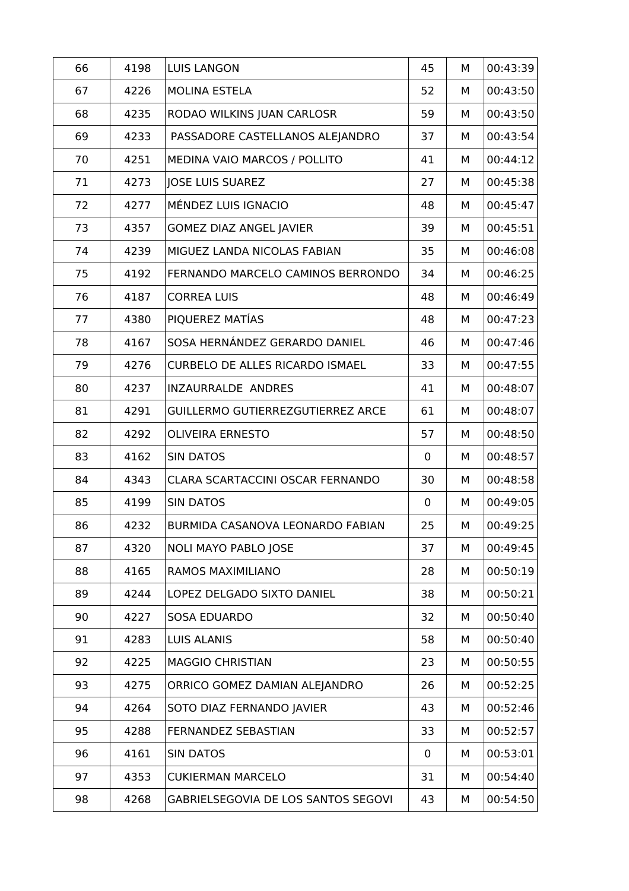| 66 | 4198 | LUIS LANGON | 45 | M | 00:43:39 |
|---|---|---|---|---|---|
| 67 | 4226 | MOLINA ESTELA | 52 | M | 00:43:50 |
| 68 | 4235 | RODAO WILKINS JUAN CARLOSR | 59 | M | 00:43:50 |
| 69 | 4233 | PASSADORE CASTELLANOS ALEJANDRO | 37 | M | 00:43:54 |
| 70 | 4251 | MEDINA VAIO MARCOS / POLLITO | 41 | M | 00:44:12 |
| 71 | 4273 | JOSE LUIS SUAREZ | 27 | M | 00:45:38 |
| 72 | 4277 | MÉNDEZ LUIS IGNACIO | 48 | M | 00:45:47 |
| 73 | 4357 | GOMEZ DIAZ ANGEL JAVIER | 39 | M | 00:45:51 |
| 74 | 4239 | MIGUEZ LANDA NICOLAS FABIAN | 35 | M | 00:46:08 |
| 75 | 4192 | FERNANDO MARCELO CAMINOS BERRONDO | 34 | M | 00:46:25 |
| 76 | 4187 | CORREA LUIS | 48 | M | 00:46:49 |
| 77 | 4380 | PIQUEREZ MATÍAS | 48 | M | 00:47:23 |
| 78 | 4167 | SOSA HERNÁNDEZ GERARDO DANIEL | 46 | M | 00:47:46 |
| 79 | 4276 | CURBELO DE ALLES RICARDO ISMAEL | 33 | M | 00:47:55 |
| 80 | 4237 | INZAURRALDE ANDRES | 41 | M | 00:48:07 |
| 81 | 4291 | GUILLERMO GUTIERREZGUTIERREZ ARCE | 61 | M | 00:48:07 |
| 82 | 4292 | OLIVEIRA ERNESTO | 57 | M | 00:48:50 |
| 83 | 4162 | SIN DATOS | 0 | M | 00:48:57 |
| 84 | 4343 | CLARA SCARTACCINI OSCAR FERNANDO | 30 | M | 00:48:58 |
| 85 | 4199 | SIN DATOS | 0 | M | 00:49:05 |
| 86 | 4232 | BURMIDA CASANOVA LEONARDO FABIAN | 25 | M | 00:49:25 |
| 87 | 4320 | NOLI MAYO PABLO JOSE | 37 | M | 00:49:45 |
| 88 | 4165 | RAMOS MAXIMILIANO | 28 | M | 00:50:19 |
| 89 | 4244 | LOPEZ DELGADO SIXTO DANIEL | 38 | M | 00:50:21 |
| 90 | 4227 | SOSA EDUARDO | 32 | M | 00:50:40 |
| 91 | 4283 | LUIS ALANIS | 58 | M | 00:50:40 |
| 92 | 4225 | MAGGIO CHRISTIAN | 23 | M | 00:50:55 |
| 93 | 4275 | ORRICO GOMEZ DAMIAN ALEJANDRO | 26 | M | 00:52:25 |
| 94 | 4264 | SOTO DIAZ FERNANDO JAVIER | 43 | M | 00:52:46 |
| 95 | 4288 | FERNANDEZ SEBASTIAN | 33 | M | 00:52:57 |
| 96 | 4161 | SIN DATOS | 0 | M | 00:53:01 |
| 97 | 4353 | CUKIERMAN MARCELO | 31 | M | 00:54:40 |
| 98 | 4268 | GABRIELSEGOVIA DE LOS SANTOS SEGOVI | 43 | M | 00:54:50 |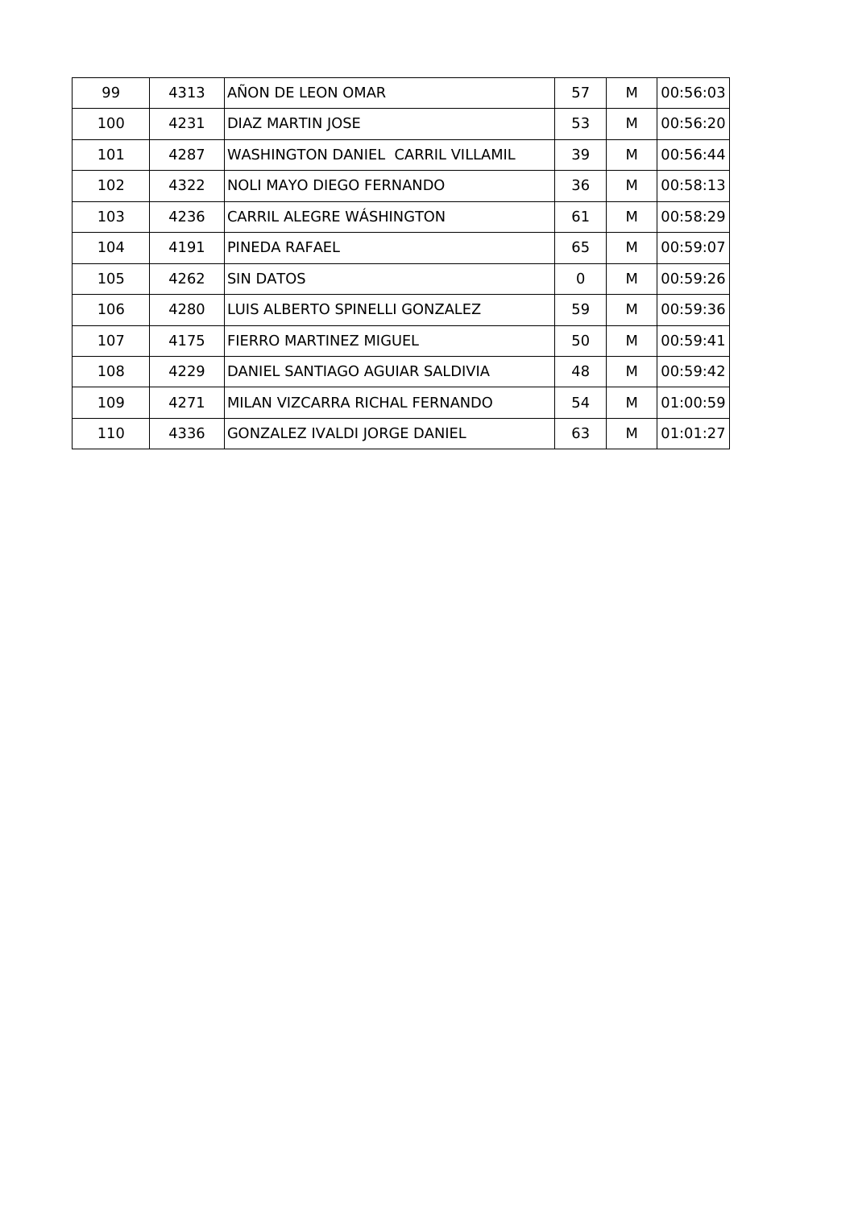| 99 | 4313 | AÑON DE LEON OMAR | 57 | M | 00:56:03 |
|---|---|---|---|---|---|
| 100 | 4231 | DIAZ MARTIN JOSE | 53 | M | 00:56:20 |
| 101 | 4287 | WASHINGTON DANIEL  CARRIL VILLAMIL | 39 | M | 00:56:44 |
| 102 | 4322 | NOLI MAYO DIEGO FERNANDO | 36 | M | 00:58:13 |
| 103 | 4236 | CARRIL ALEGRE WÁSHINGTON | 61 | M | 00:58:29 |
| 104 | 4191 | PINEDA RAFAEL | 65 | M | 00:59:07 |
| 105 | 4262 | SIN DATOS | 0 | M | 00:59:26 |
| 106 | 4280 | LUIS ALBERTO SPINELLI GONZALEZ | 59 | M | 00:59:36 |
| 107 | 4175 | FIERRO MARTINEZ MIGUEL | 50 | M | 00:59:41 |
| 108 | 4229 | DANIEL SANTIAGO AGUIAR SALDIVIA | 48 | M | 00:59:42 |
| 109 | 4271 | MILAN VIZCARRA RICHAL FERNANDO | 54 | M | 01:00:59 |
| 110 | 4336 | GONZALEZ IVALDI JORGE DANIEL | 63 | M | 01:01:27 |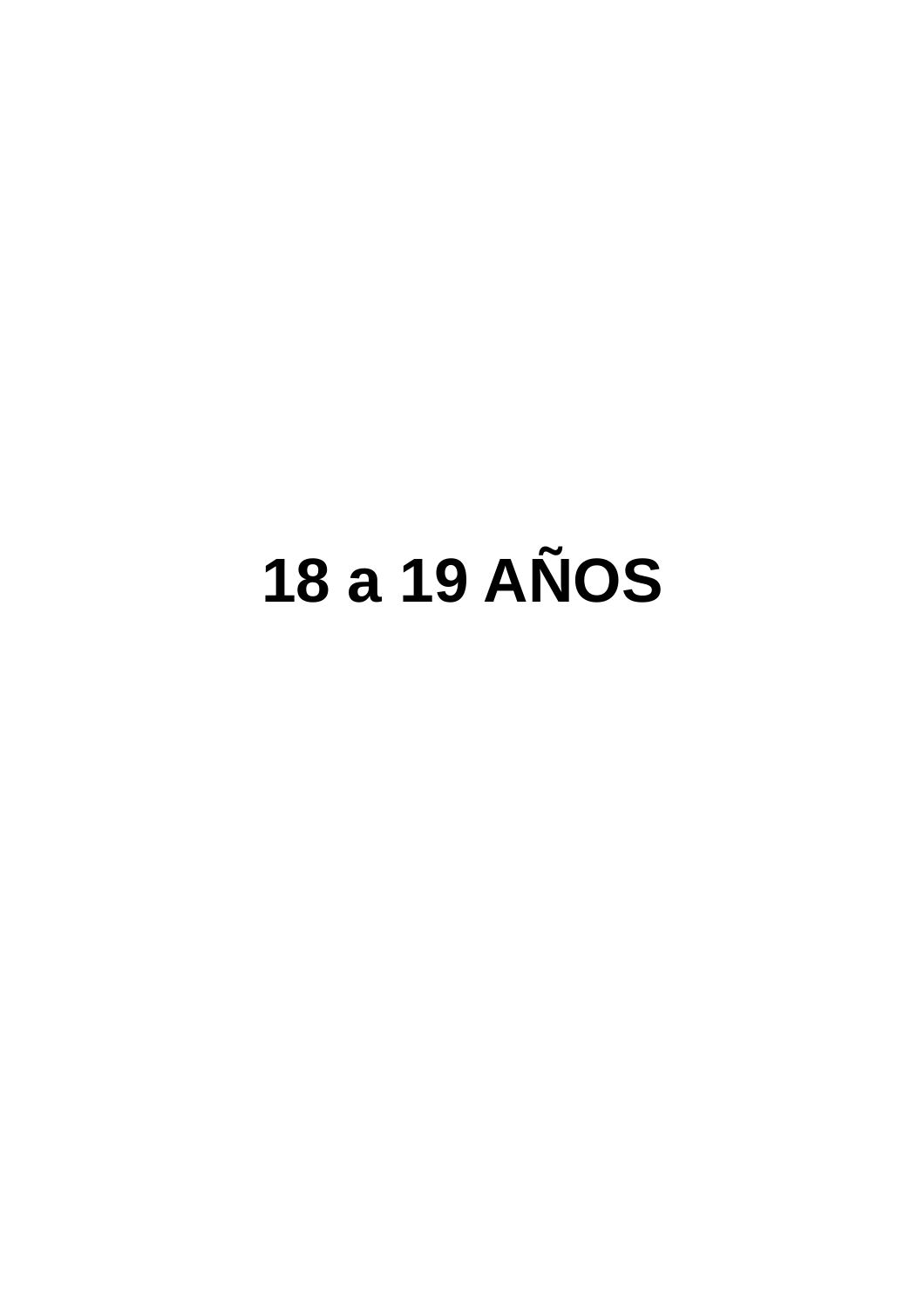# 18 a 19 AÑOS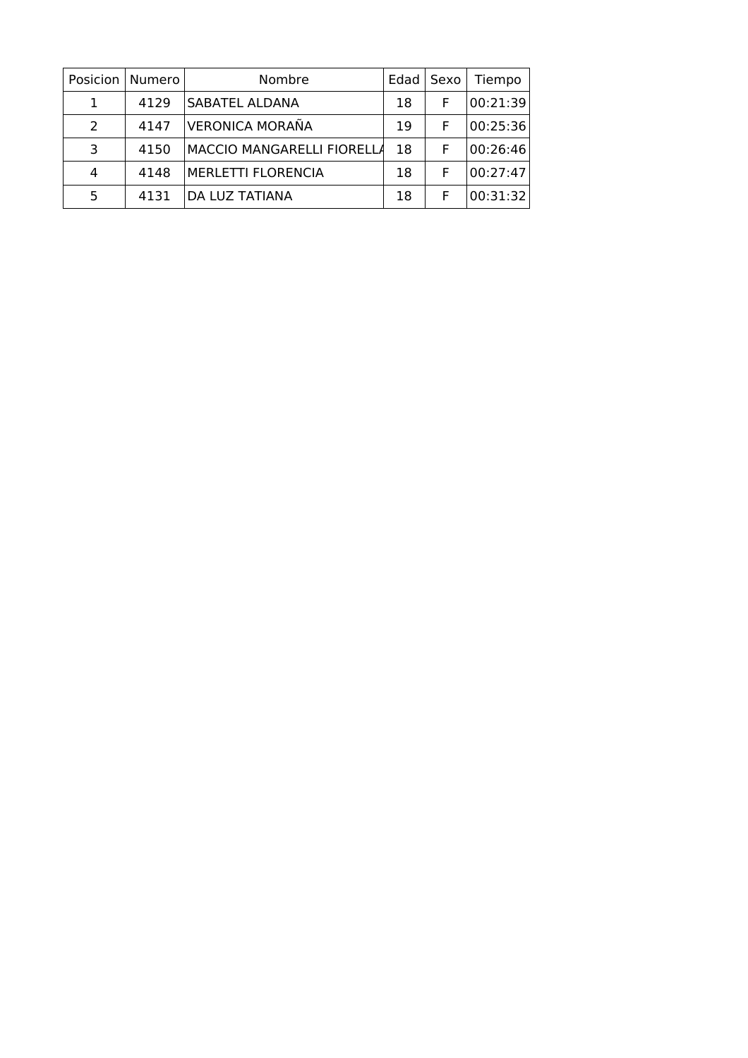| Posicion | Numero | Nombre | Edad | Sexo | Tiempo |
|---|---|---|---|---|---|
| 1 | 4129 | SABATEL ALDANA | 18 | F | 00:21:39 |
| 2 | 4147 | VERONICA MORAÑA | 19 | F | 00:25:36 |
| 3 | 4150 | MACCIO MANGARELLI FIORELLA | 18 | F | 00:26:46 |
| 4 | 4148 | MERLETTI FLORENCIA | 18 | F | 00:27:47 |
| 5 | 4131 | DA LUZ TATIANA | 18 | F | 00:31:32 |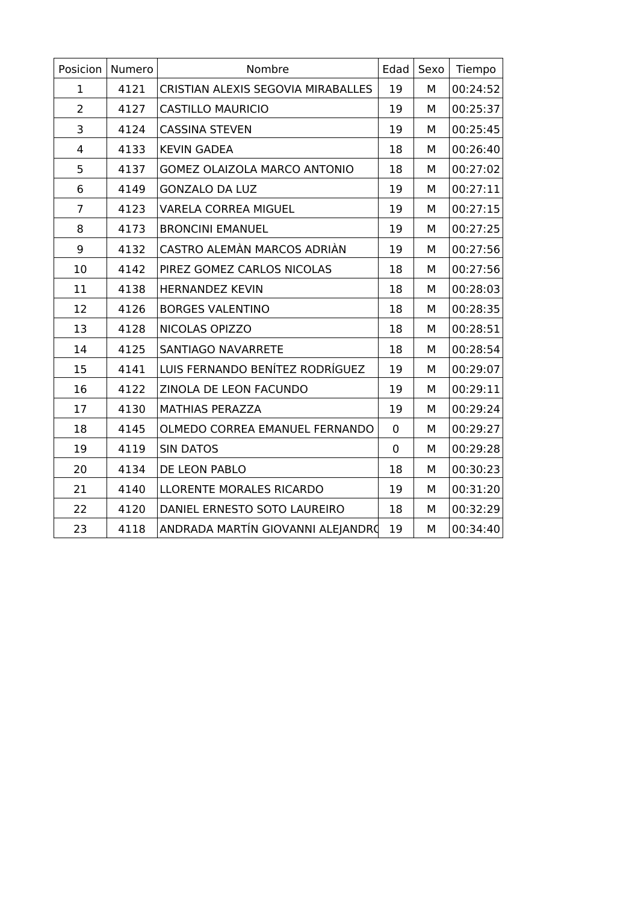| Posicion | Numero | Nombre | Edad | Sexo | Tiempo |
|---|---|---|---|---|---|
| 1 | 4121 | CRISTIAN ALEXIS SEGOVIA MIRABALLES | 19 | M | 00:24:52 |
| 2 | 4127 | CASTILLO MAURICIO | 19 | M | 00:25:37 |
| 3 | 4124 | CASSINA STEVEN | 19 | M | 00:25:45 |
| 4 | 4133 | KEVIN GADEA | 18 | M | 00:26:40 |
| 5 | 4137 | GOMEZ OLAIZOLA MARCO ANTONIO | 18 | M | 00:27:02 |
| 6 | 4149 | GONZALO DA LUZ | 19 | M | 00:27:11 |
| 7 | 4123 | VARELA CORREA MIGUEL | 19 | M | 00:27:15 |
| 8 | 4173 | BRONCINI EMANUEL | 19 | M | 00:27:25 |
| 9 | 4132 | CASTRO ALEMÀN MARCOS ADRIÀN | 19 | M | 00:27:56 |
| 10 | 4142 | PIREZ GOMEZ CARLOS NICOLAS | 18 | M | 00:27:56 |
| 11 | 4138 | HERNANDEZ KEVIN | 18 | M | 00:28:03 |
| 12 | 4126 | BORGES VALENTINO | 18 | M | 00:28:35 |
| 13 | 4128 | NICOLAS OPIZZO | 18 | M | 00:28:51 |
| 14 | 4125 | SANTIAGO NAVARRETE | 18 | M | 00:28:54 |
| 15 | 4141 | LUIS FERNANDO BENÍTEZ RODRÍGUEZ | 19 | M | 00:29:07 |
| 16 | 4122 | ZINOLA DE LEON FACUNDO | 19 | M | 00:29:11 |
| 17 | 4130 | MATHIAS PERAZZA | 19 | M | 00:29:24 |
| 18 | 4145 | OLMEDO CORREA EMANUEL FERNANDO | 0 | M | 00:29:27 |
| 19 | 4119 | SIN DATOS | 0 | M | 00:29:28 |
| 20 | 4134 | DE LEON PABLO | 18 | M | 00:30:23 |
| 21 | 4140 | LLORENTE MORALES RICARDO | 19 | M | 00:31:20 |
| 22 | 4120 | DANIEL ERNESTO SOTO LAUREIRO | 18 | M | 00:32:29 |
| 23 | 4118 | ANDRADA MARTÍN GIOVANNI ALEJANDRO | 19 | M | 00:34:40 |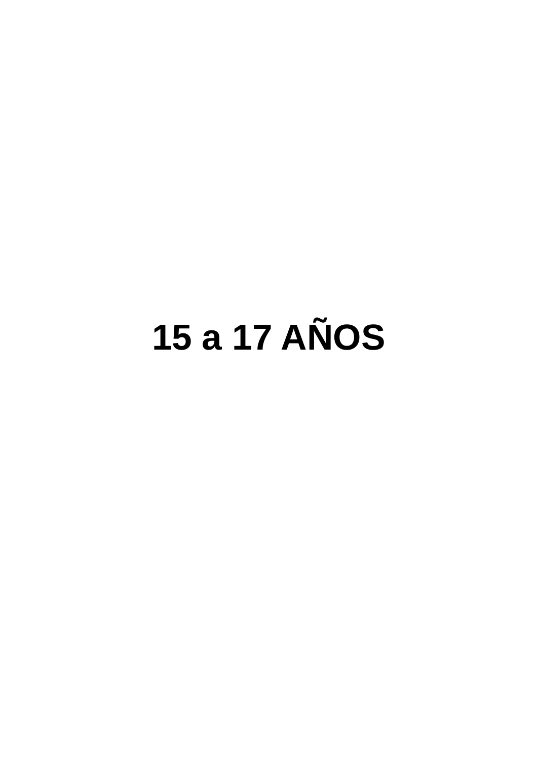# 15 a 17 AÑOS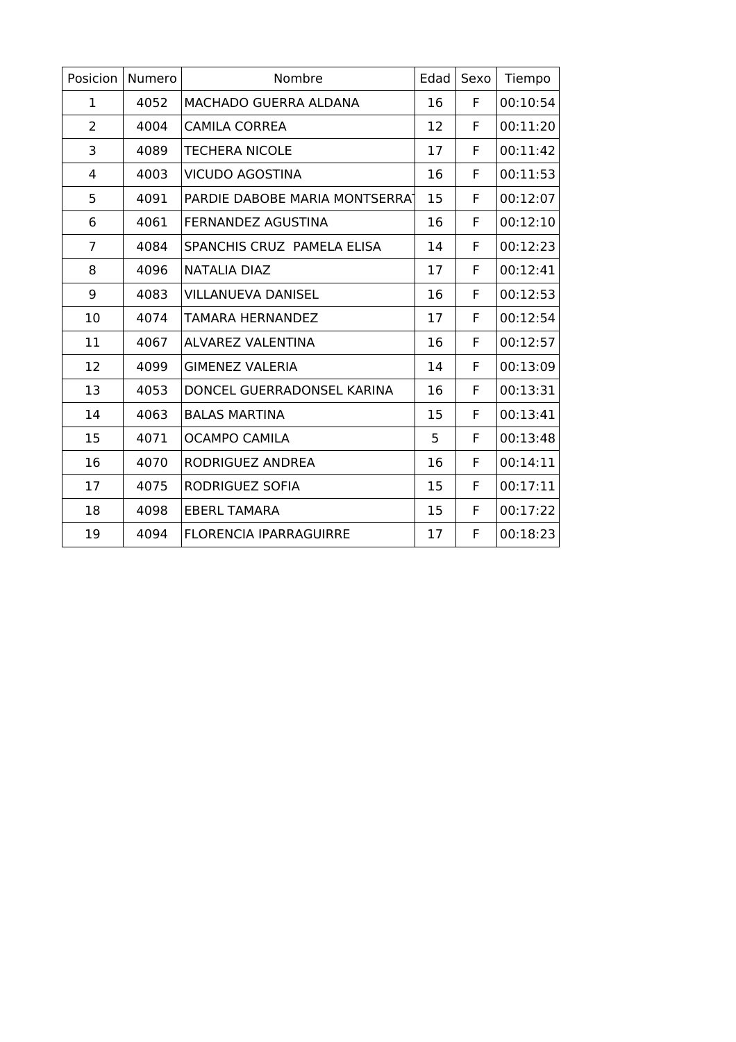| Posicion | Numero | Nombre | Edad | Sexo | Tiempo |
|---|---|---|---|---|---|
| 1 | 4052 | MACHADO GUERRA ALDANA | 16 | F | 00:10:54 |
| 2 | 4004 | CAMILA CORREA | 12 | F | 00:11:20 |
| 3 | 4089 | TECHERA NICOLE | 17 | F | 00:11:42 |
| 4 | 4003 | VICUDO AGOSTINA | 16 | F | 00:11:53 |
| 5 | 4091 | PARDIE DABOBE MARIA MONTSERRAT | 15 | F | 00:12:07 |
| 6 | 4061 | FERNANDEZ AGUSTINA | 16 | F | 00:12:10 |
| 7 | 4084 | SPANCHIS CRUZ  PAMELA ELISA | 14 | F | 00:12:23 |
| 8 | 4096 | NATALIA DIAZ | 17 | F | 00:12:41 |
| 9 | 4083 | VILLANUEVA DANISEL | 16 | F | 00:12:53 |
| 10 | 4074 | TAMARA HERNANDEZ | 17 | F | 00:12:54 |
| 11 | 4067 | ALVAREZ VALENTINA | 16 | F | 00:12:57 |
| 12 | 4099 | GIMENEZ VALERIA | 14 | F | 00:13:09 |
| 13 | 4053 | DONCEL GUERRADONSEL KARINA | 16 | F | 00:13:31 |
| 14 | 4063 | BALAS MARTINA | 15 | F | 00:13:41 |
| 15 | 4071 | OCAMPO CAMILA | 5 | F | 00:13:48 |
| 16 | 4070 | RODRIGUEZ ANDREA | 16 | F | 00:14:11 |
| 17 | 4075 | RODRIGUEZ SOFIA | 15 | F | 00:17:11 |
| 18 | 4098 | EBERL TAMARA | 15 | F | 00:17:22 |
| 19 | 4094 | FLORENCIA IPARRAGUIRRE | 17 | F | 00:18:23 |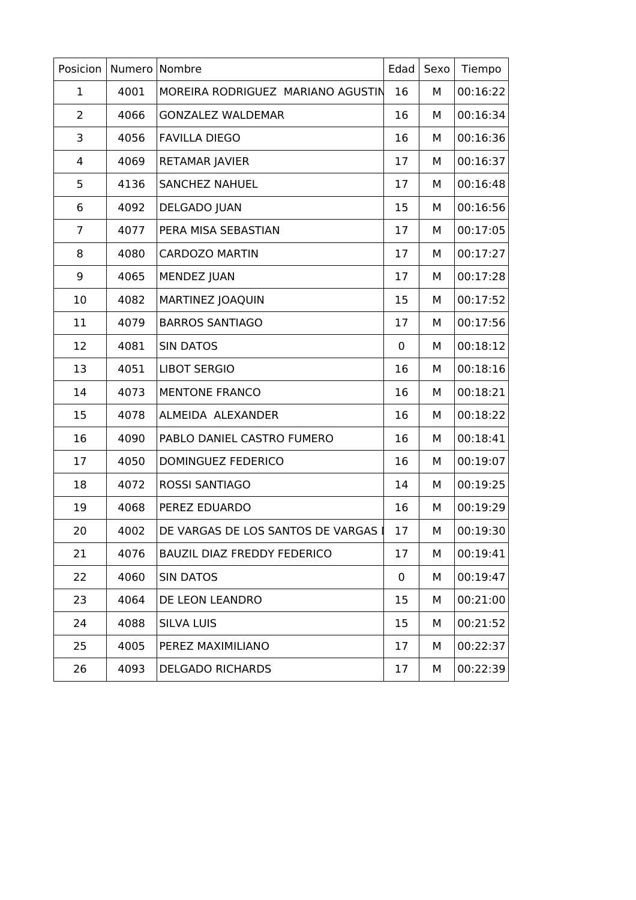| Posicion | Numero | Nombre | Edad | Sexo | Tiempo |
|---|---|---|---|---|---|
| 1 | 4001 | MOREIRA RODRIGUEZ  MARIANO AGUSTIN | 16 | M | 00:16:22 |
| 2 | 4066 | GONZALEZ WALDEMAR | 16 | M | 00:16:34 |
| 3 | 4056 | FAVILLA DIEGO | 16 | M | 00:16:36 |
| 4 | 4069 | RETAMAR JAVIER | 17 | M | 00:16:37 |
| 5 | 4136 | SANCHEZ NAHUEL | 17 | M | 00:16:48 |
| 6 | 4092 | DELGADO JUAN | 15 | M | 00:16:56 |
| 7 | 4077 | PERA MISA SEBASTIAN | 17 | M | 00:17:05 |
| 8 | 4080 | CARDOZO MARTIN | 17 | M | 00:17:27 |
| 9 | 4065 | MENDEZ JUAN | 17 | M | 00:17:28 |
| 10 | 4082 | MARTINEZ JOAQUIN | 15 | M | 00:17:52 |
| 11 | 4079 | BARROS SANTIAGO | 17 | M | 00:17:56 |
| 12 | 4081 | SIN DATOS | 0 | M | 00:18:12 |
| 13 | 4051 | LIBOT SERGIO | 16 | M | 00:18:16 |
| 14 | 4073 | MENTONE FRANCO | 16 | M | 00:18:21 |
| 15 | 4078 | ALMEIDA  ALEXANDER | 16 | M | 00:18:22 |
| 16 | 4090 | PABLO DANIEL CASTRO FUMERO | 16 | M | 00:18:41 |
| 17 | 4050 | DOMINGUEZ FEDERICO | 16 | M | 00:19:07 |
| 18 | 4072 | ROSSI SANTIAGO | 14 | M | 00:19:25 |
| 19 | 4068 | PEREZ EDUARDO | 16 | M | 00:19:29 |
| 20 | 4002 | DE VARGAS DE LOS SANTOS DE VARGAS I | 17 | M | 00:19:30 |
| 21 | 4076 | BAUZIL DIAZ FREDDY FEDERICO | 17 | M | 00:19:41 |
| 22 | 4060 | SIN DATOS | 0 | M | 00:19:47 |
| 23 | 4064 | DE LEON LEANDRO | 15 | M | 00:21:00 |
| 24 | 4088 | SILVA LUIS | 15 | M | 00:21:52 |
| 25 | 4005 | PEREZ MAXIMILIANO | 17 | M | 00:22:37 |
| 26 | 4093 | DELGADO RICHARDS | 17 | M | 00:22:39 |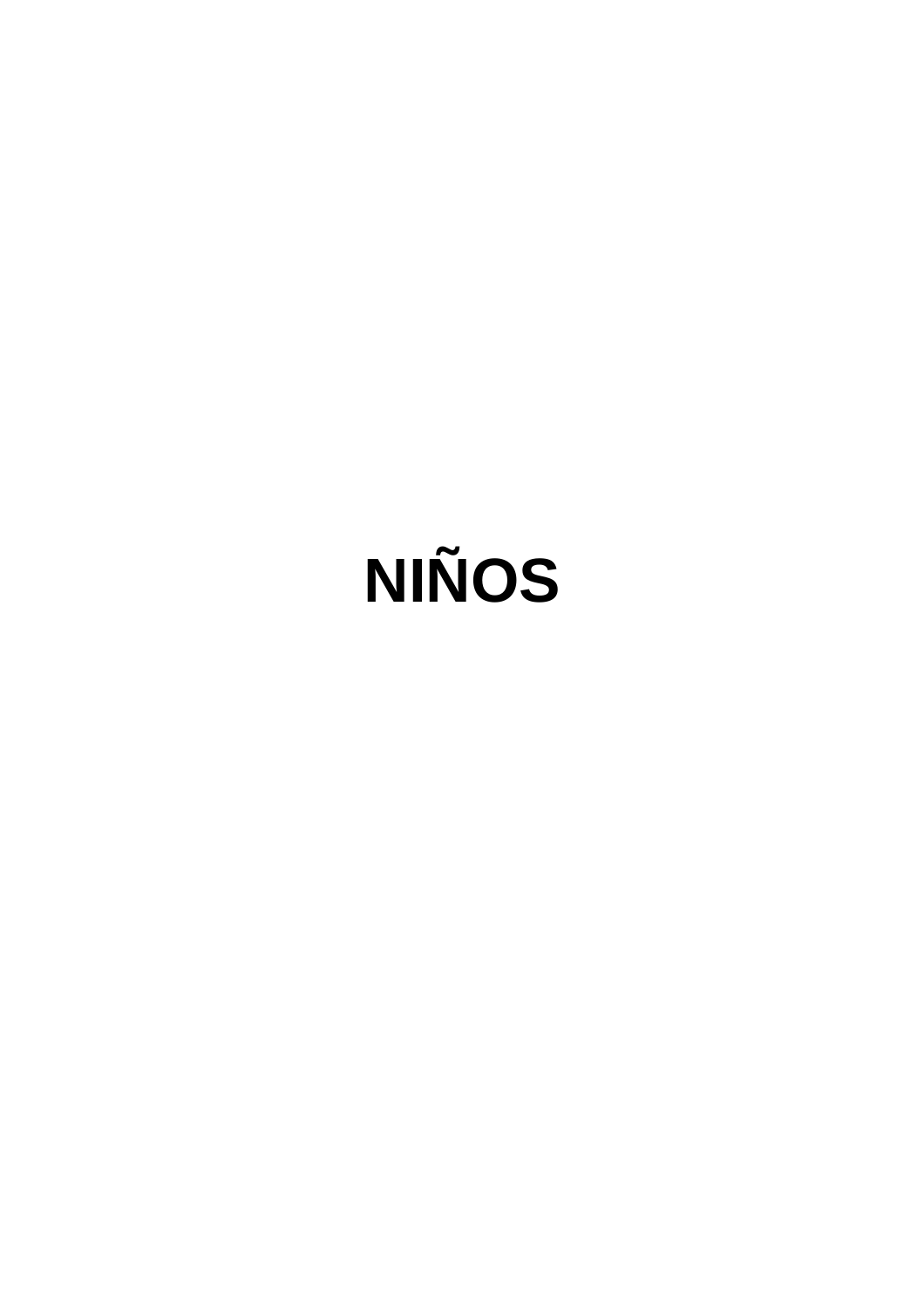# NIÑOS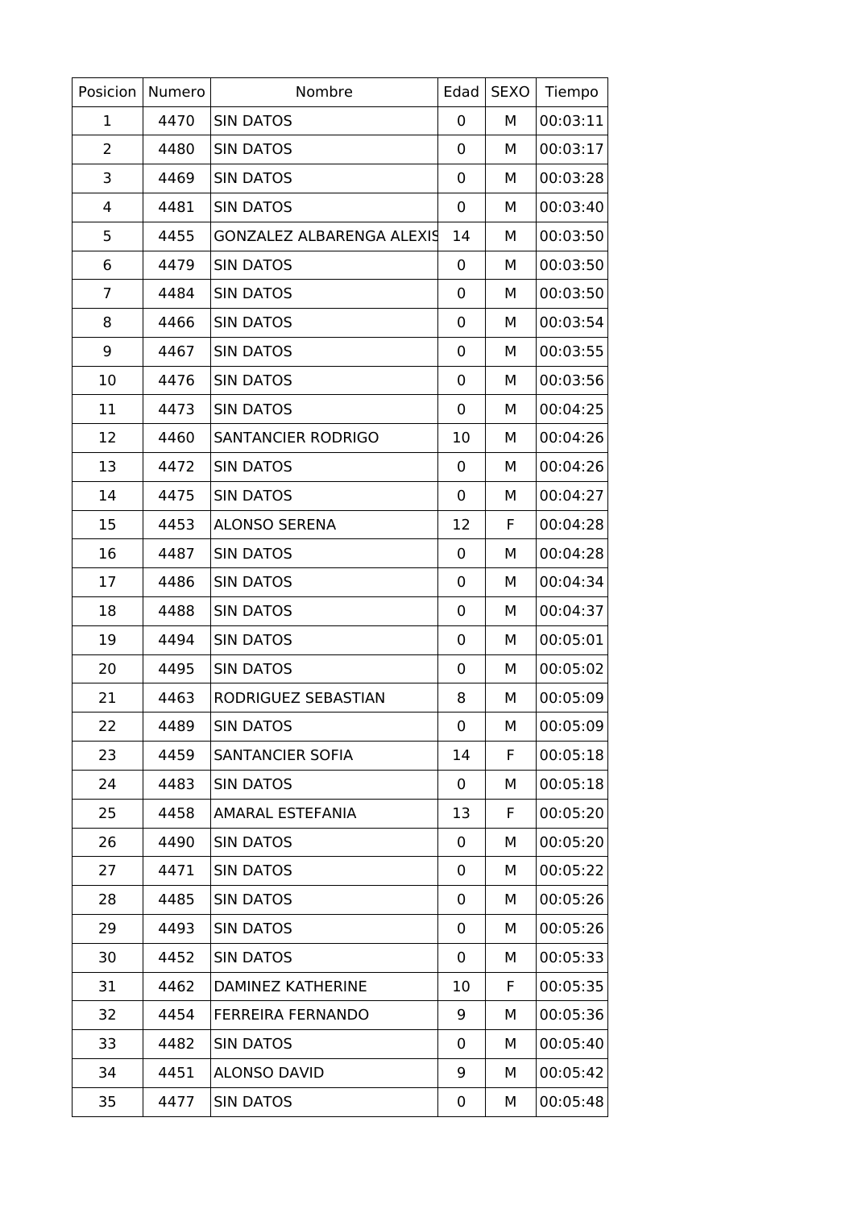| Posicion | Numero | Nombre | Edad | SEXO | Tiempo |
|---|---|---|---|---|---|
| 1 | 4470 | SIN DATOS | 0 | M | 00:03:11 |
| 2 | 4480 | SIN DATOS | 0 | M | 00:03:17 |
| 3 | 4469 | SIN DATOS | 0 | M | 00:03:28 |
| 4 | 4481 | SIN DATOS | 0 | M | 00:03:40 |
| 5 | 4455 | GONZALEZ ALBARENGA ALEXIS | 14 | M | 00:03:50 |
| 6 | 4479 | SIN DATOS | 0 | M | 00:03:50 |
| 7 | 4484 | SIN DATOS | 0 | M | 00:03:50 |
| 8 | 4466 | SIN DATOS | 0 | M | 00:03:54 |
| 9 | 4467 | SIN DATOS | 0 | M | 00:03:55 |
| 10 | 4476 | SIN DATOS | 0 | M | 00:03:56 |
| 11 | 4473 | SIN DATOS | 0 | M | 00:04:25 |
| 12 | 4460 | SANTANCIER RODRIGO | 10 | M | 00:04:26 |
| 13 | 4472 | SIN DATOS | 0 | M | 00:04:26 |
| 14 | 4475 | SIN DATOS | 0 | M | 00:04:27 |
| 15 | 4453 | ALONSO SERENA | 12 | F | 00:04:28 |
| 16 | 4487 | SIN DATOS | 0 | M | 00:04:28 |
| 17 | 4486 | SIN DATOS | 0 | M | 00:04:34 |
| 18 | 4488 | SIN DATOS | 0 | M | 00:04:37 |
| 19 | 4494 | SIN DATOS | 0 | M | 00:05:01 |
| 20 | 4495 | SIN DATOS | 0 | M | 00:05:02 |
| 21 | 4463 | RODRIGUEZ SEBASTIAN | 8 | M | 00:05:09 |
| 22 | 4489 | SIN DATOS | 0 | M | 00:05:09 |
| 23 | 4459 | SANTANCIER SOFIA | 14 | F | 00:05:18 |
| 24 | 4483 | SIN DATOS | 0 | M | 00:05:18 |
| 25 | 4458 | AMARAL ESTEFANIA | 13 | F | 00:05:20 |
| 26 | 4490 | SIN DATOS | 0 | M | 00:05:20 |
| 27 | 4471 | SIN DATOS | 0 | M | 00:05:22 |
| 28 | 4485 | SIN DATOS | 0 | M | 00:05:26 |
| 29 | 4493 | SIN DATOS | 0 | M | 00:05:26 |
| 30 | 4452 | SIN DATOS | 0 | M | 00:05:33 |
| 31 | 4462 | DAMINEZ KATHERINE | 10 | F | 00:05:35 |
| 32 | 4454 | FERREIRA FERNANDO | 9 | M | 00:05:36 |
| 33 | 4482 | SIN DATOS | 0 | M | 00:05:40 |
| 34 | 4451 | ALONSO DAVID | 9 | M | 00:05:42 |
| 35 | 4477 | SIN DATOS | 0 | M | 00:05:48 |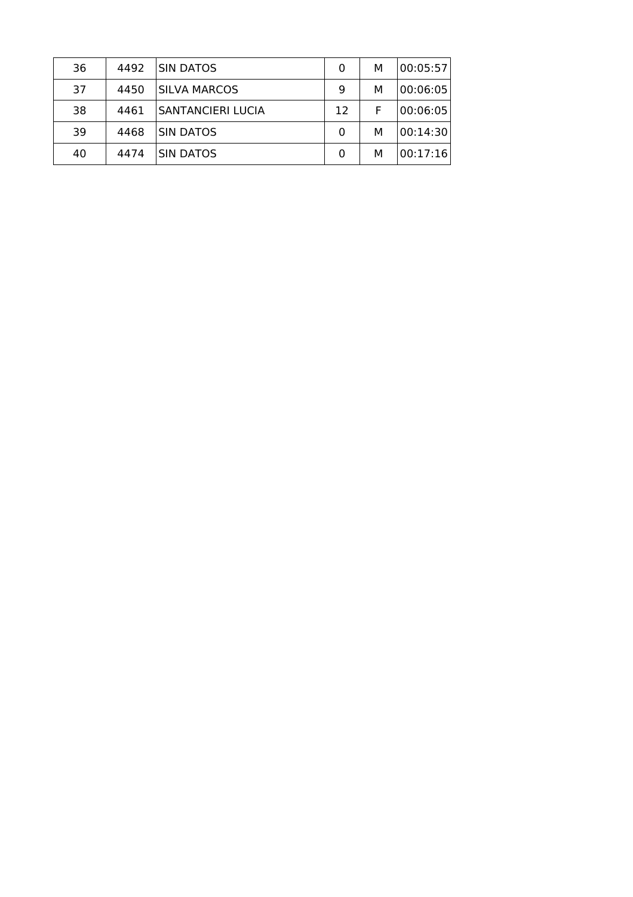| | | | | | |
|---|---|---|---|---|---|
| 36 | 4492 | SIN DATOS | 0 | M | 00:05:57 |
| 37 | 4450 | SILVA MARCOS | 9 | M | 00:06:05 |
| 38 | 4461 | SANTANCIERI LUCIA | 12 | F | 00:06:05 |
| 39 | 4468 | SIN DATOS | 0 | M | 00:14:30 |
| 40 | 4474 | SIN DATOS | 0 | M | 00:17:16 |